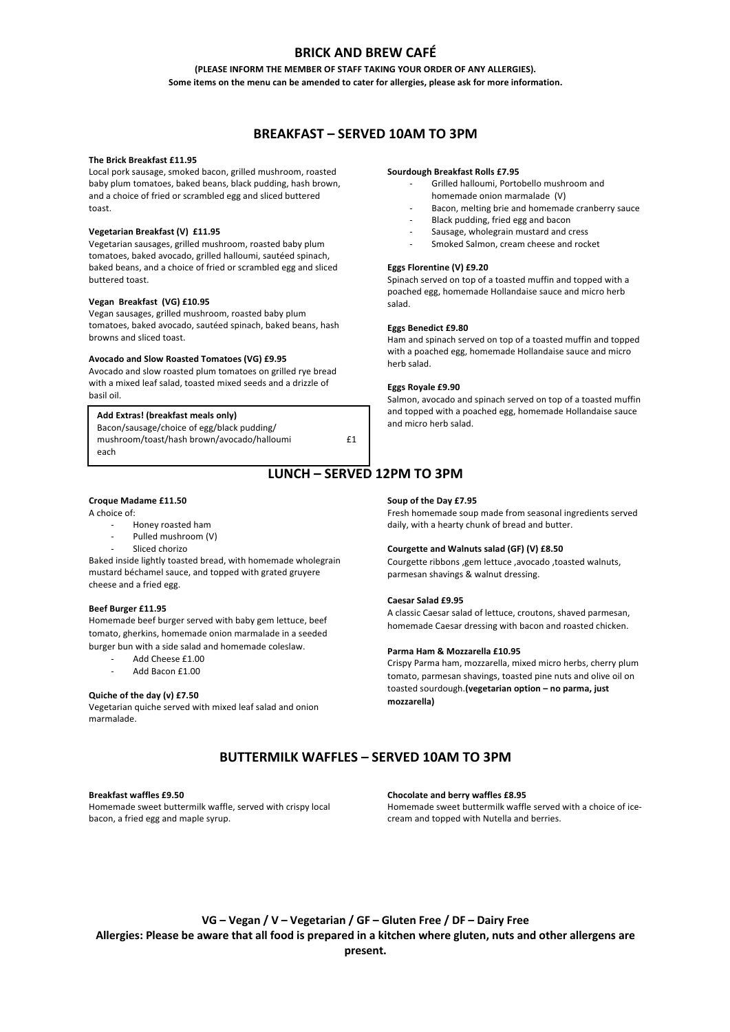# BRICK AND BREW CAFÉ

**(PLEASE INFORM THE MEMBER OF STAFF TAKING YOUR ORDER OF ANY ALLERGIES).**

**Some items on the menu can be amended to cater for allergies, please ask for more information.**

## BREAKFAST – SERVED 10AM TO 3PM

**The Brick Breakfast £11.95**
Local pork sausage, smoked bacon, grilled mushroom, roasted baby plum tomatoes, baked beans, black pudding, hash brown, and a choice of fried or scrambled egg and sliced buttered toast.

**Vegetarian Breakfast (V) £11.95**
Vegetarian sausages, grilled mushroom, roasted baby plum tomatoes, baked avocado, grilled halloumi, sautéed spinach, baked beans, and a choice of fried or scrambled egg and sliced buttered toast.

**Vegan Breakfast (VG) £10.95**
Vegan sausages, grilled mushroom, roasted baby plum tomatoes, baked avocado, sautéed spinach, baked beans, hash browns and sliced toast.

**Avocado and Slow Roasted Tomatoes (VG) £9.95**
Avocado and slow roasted plum tomatoes on grilled rye bread with a mixed leaf salad, toasted mixed seeds and a drizzle of basil oil.

**Add Extras! (breakfast meals only)**
Bacon/sausage/choice of egg/black pudding/ mushroom/toast/hash brown/avocado/halloumi £1 each

**Sourdough Breakfast Rolls £7.95**

- Grilled halloumi, Portobello mushroom and homemade onion marmalade (V)
- Bacon, melting brie and homemade cranberry sauce
- Black pudding, fried egg and bacon
- Sausage, wholegrain mustard and cress
- Smoked Salmon, cream cheese and rocket

**Eggs Florentine (V) £9.20**
Spinach served on top of a toasted muffin and topped with a poached egg, homemade Hollandaise sauce and micro herb salad.

**Eggs Benedict £9.80**
Ham and spinach served on top of a toasted muffin and topped with a poached egg, homemade Hollandaise sauce and micro herb salad.

**Eggs Royale £9.90**
Salmon, avocado and spinach served on top of a toasted muffin and topped with a poached egg, homemade Hollandaise sauce and micro herb salad.

## LUNCH – SERVED 12PM TO 3PM

**Croque Madame £11.50**
A choice of:

- Honey roasted ham
- Pulled mushroom (V)
- Sliced chorizo

Baked inside lightly toasted bread, with homemade wholegrain mustard béchamel sauce, and topped with grated gruyere cheese and a fried egg.

**Beef Burger £11.95**
Homemade beef burger served with baby gem lettuce, beef tomato, gherkins, homemade onion marmalade in a seeded burger bun with a side salad and homemade coleslaw.

- Add Cheese £1.00
- Add Bacon £1.00

**Quiche of the day (v) £7.50**
Vegetarian quiche served with mixed leaf salad and onion marmalade.

**Soup of the Day £7.95**
Fresh homemade soup made from seasonal ingredients served daily, with a hearty chunk of bread and butter.

**Courgette and Walnuts salad (GF) (V) £8.50**
Courgette ribbons ,gem lettuce ,avocado ,toasted walnuts, parmesan shavings & walnut dressing.

**Caesar Salad £9.95**
A classic Caesar salad of lettuce, croutons, shaved parmesan, homemade Caesar dressing with bacon and roasted chicken.

**Parma Ham & Mozzarella £10.95**
Crispy Parma ham, mozzarella, mixed micro herbs, cherry plum tomato, parmesan shavings, toasted pine nuts and olive oil on toasted sourdough.**(vegetarian option – no parma, just mozzarella)**

## BUTTERMILK WAFFLES – SERVED 10AM TO 3PM

**Breakfast waffles £9.50**
Homemade sweet buttermilk waffle, served with crispy local bacon, a fried egg and maple syrup.

**Chocolate and berry waffles £8.95**
Homemade sweet buttermilk waffle served with a choice of ice-cream and topped with Nutella and berries.

**VG – Vegan / V – Vegetarian / GF – Gluten Free / DF – Dairy Free**

**Allergies: Please be aware that all food is prepared in a kitchen where gluten, nuts and other allergens are present.**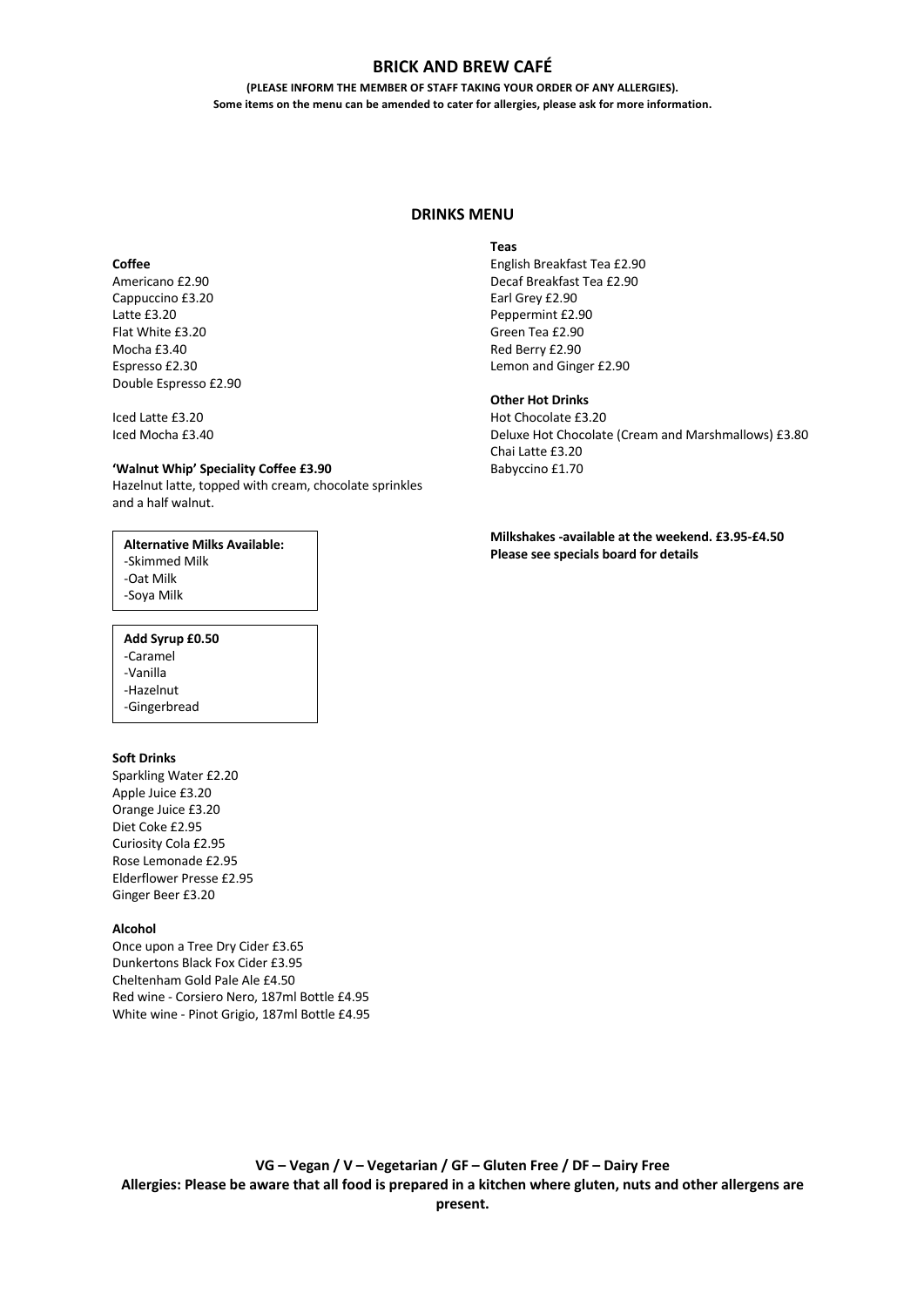# BRICK AND BREW CAFÉ

**(PLEASE INFORM THE MEMBER OF STAFF TAKING YOUR ORDER OF ANY ALLERGIES).**
**Some items on the menu can be amended to cater for allergies, please ask for more information.**

## DRINKS MENU

**Coffee**
Americano £2.90
Cappuccino £3.20
Latte £3.20
Flat White £3.20
Mocha £3.40
Espresso £2.30
Double Espresso £2.90

Iced Latte £3.20
Iced Mocha £3.40

**'Walnut Whip' Speciality Coffee £3.90**
Hazelnut latte, topped with cream, chocolate sprinkles and a half walnut.

**Alternative Milks Available:**
-Skimmed Milk
-Oat Milk
-Soya Milk

**Add Syrup £0.50**
-Caramel
-Vanilla
-Hazelnut
-Gingerbread

**Soft Drinks**
Sparkling Water £2.20
Apple Juice £3.20
Orange Juice £3.20
Diet Coke £2.95
Curiosity Cola £2.95
Rose Lemonade £2.95
Elderflower Presse £2.95
Ginger Beer £3.20

**Alcohol**
Once upon a Tree Dry Cider £3.65
Dunkertons Black Fox Cider £3.95
Cheltenham Gold Pale Ale £4.50
Red wine - Corsiero Nero, 187ml Bottle £4.95
White wine - Pinot Grigio, 187ml Bottle £4.95

**Teas**
English Breakfast Tea £2.90
Decaf Breakfast Tea £2.90
Earl Grey £2.90
Peppermint £2.90
Green Tea £2.90
Red Berry £2.90
Lemon and Ginger £2.90

**Other Hot Drinks**
Hot Chocolate £3.20
Deluxe Hot Chocolate (Cream and Marshmallows) £3.80
Chai Latte £3.20
Babyccino £1.70

**Milkshakes -available at the weekend. £3.95-£4.50**
**Please see specials board for details**

**VG – Vegan / V – Vegetarian / GF – Gluten Free / DF – Dairy Free**
**Allergies: Please be aware that all food is prepared in a kitchen where gluten, nuts and other allergens are present.**